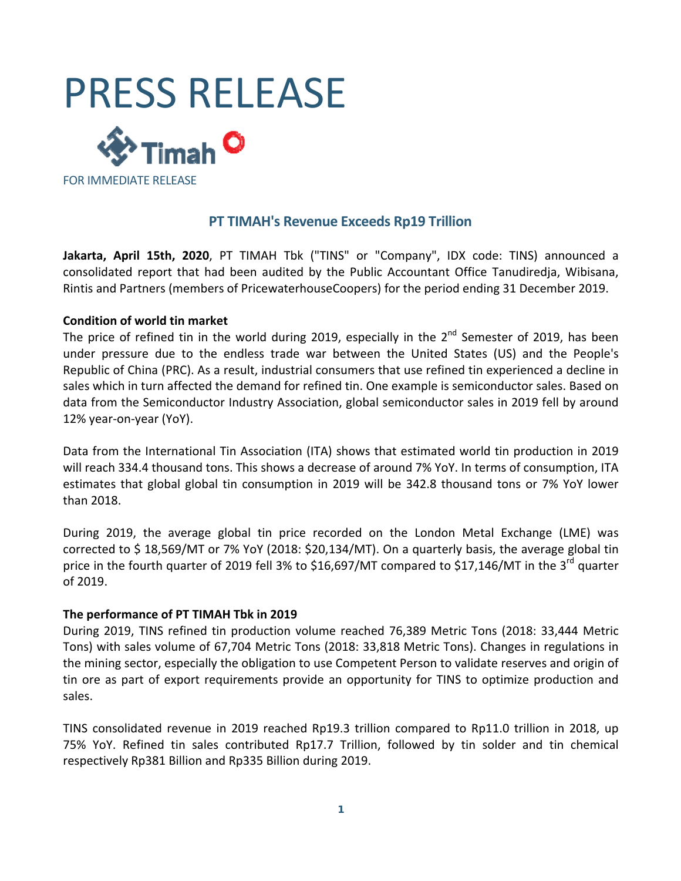# PRESS RELEASE

FOR IMMEDIATE RELEASE

## PT TIMAH's Revenue Exceeds Rp19 Trillion

**Jakarta, April 15th, 2020**, PT TIMAH Tbk ("TINS" or "Company", IDX code: TINS) announced a consolidated report that had been audited by the Public Accountant Office Tanudiredja, Wibisana, Rintis and Partners (members of PricewaterhouseCoopers) for the period ending 31 December 2019.

**Condition of world tin market**

The price of refined tin in the world during 2019, especially in the 2nd Semester of 2019, has been under pressure due to the endless trade war between the United States (US) and the People's Republic of China (PRC). As a result, industrial consumers that use refined tin experienced a decline in sales which in turn affected the demand for refined tin. One example is semiconductor sales. Based on data from the Semiconductor Industry Association, global semiconductor sales in 2019 fell by around 12% year-on-year (YoY).

Data from the International Tin Association (ITA) shows that estimated world tin production in 2019 will reach 334.4 thousand tons. This shows a decrease of around 7% YoY. In terms of consumption, ITA estimates that global global tin consumption in 2019 will be 342.8 thousand tons or 7% YoY lower than 2018.

During 2019, the average global tin price recorded on the London Metal Exchange (LME) was corrected to $ 18,569/MT or 7% YoY (2018: $20,134/MT). On a quarterly basis, the average global tin price in the fourth quarter of 2019 fell 3% to $16,697/MT compared to $17,146/MT in the 3rd quarter of 2019.

**The performance of PT TIMAH Tbk in 2019**

During 2019, TINS refined tin production volume reached 76,389 Metric Tons (2018: 33,444 Metric Tons) with sales volume of 67,704 Metric Tons (2018: 33,818 Metric Tons). Changes in regulations in the mining sector, especially the obligation to use Competent Person to validate reserves and origin of tin ore as part of export requirements provide an opportunity for TINS to optimize production and sales.

TINS consolidated revenue in 2019 reached Rp19.3 trillion compared to Rp11.0 trillion in 2018, up 75% YoY. Refined tin sales contributed Rp17.7 Trillion, followed by tin solder and tin chemical respectively Rp381 Billion and Rp335 Billion during 2019.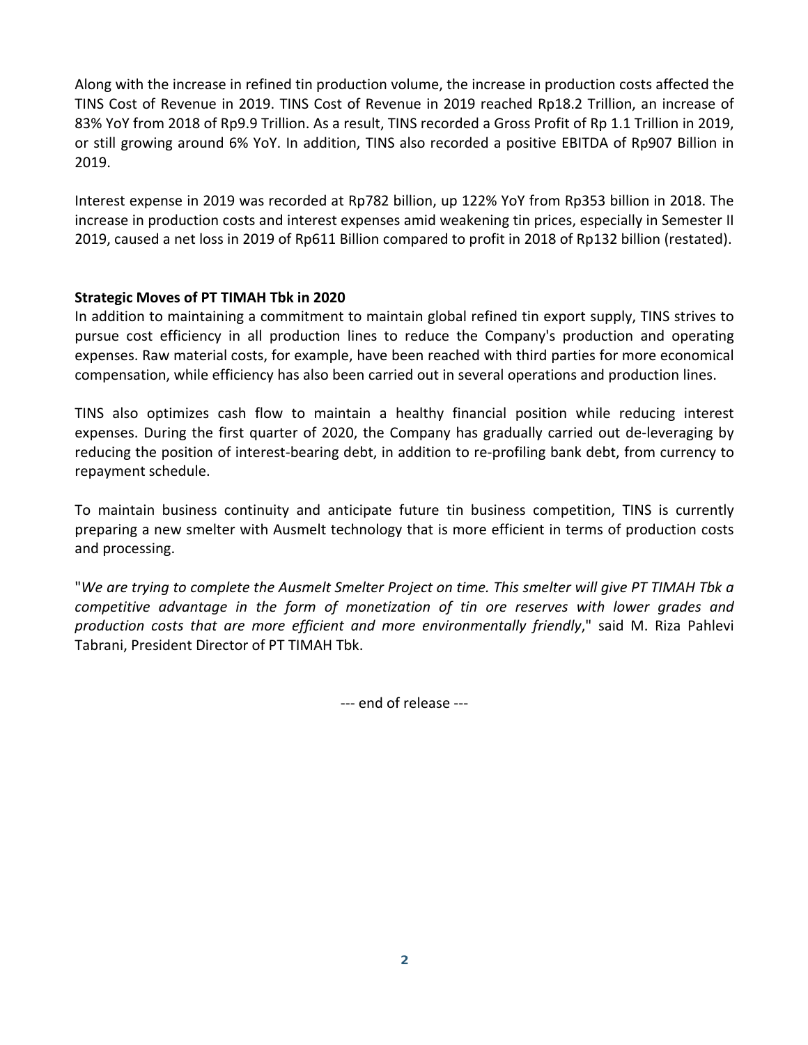Along with the increase in refined tin production volume, the increase in production costs affected the TINS Cost of Revenue in 2019. TINS Cost of Revenue in 2019 reached Rp18.2 Trillion, an increase of 83% YoY from 2018 of Rp9.9 Trillion. As a result, TINS recorded a Gross Profit of Rp 1.1 Trillion in 2019, or still growing around 6% YoY. In addition, TINS also recorded a positive EBITDA of Rp907 Billion in 2019.

Interest expense in 2019 was recorded at Rp782 billion, up 122% YoY from Rp353 billion in 2018. The increase in production costs and interest expenses amid weakening tin prices, especially in Semester II 2019, caused a net loss in 2019 of Rp611 Billion compared to profit in 2018 of Rp132 billion (restated).

**Strategic Moves of PT TIMAH Tbk in 2020**

In addition to maintaining a commitment to maintain global refined tin export supply, TINS strives to pursue cost efficiency in all production lines to reduce the Company's production and operating expenses. Raw material costs, for example, have been reached with third parties for more economical compensation, while efficiency has also been carried out in several operations and production lines.

TINS also optimizes cash flow to maintain a healthy financial position while reducing interest expenses. During the first quarter of 2020, the Company has gradually carried out de-leveraging by reducing the position of interest-bearing debt, in addition to re-profiling bank debt, from currency to repayment schedule.

To maintain business continuity and anticipate future tin business competition, TINS is currently preparing a new smelter with Ausmelt technology that is more efficient in terms of production costs and processing.

"*We are trying to complete the Ausmelt Smelter Project on time. This smelter will give PT TIMAH Tbk a competitive advantage in the form of monetization of tin ore reserves with lower grades and production costs that are more efficient and more environmentally friendly*," said M. Riza Pahlevi Tabrani, President Director of PT TIMAH Tbk.

--- end of release ---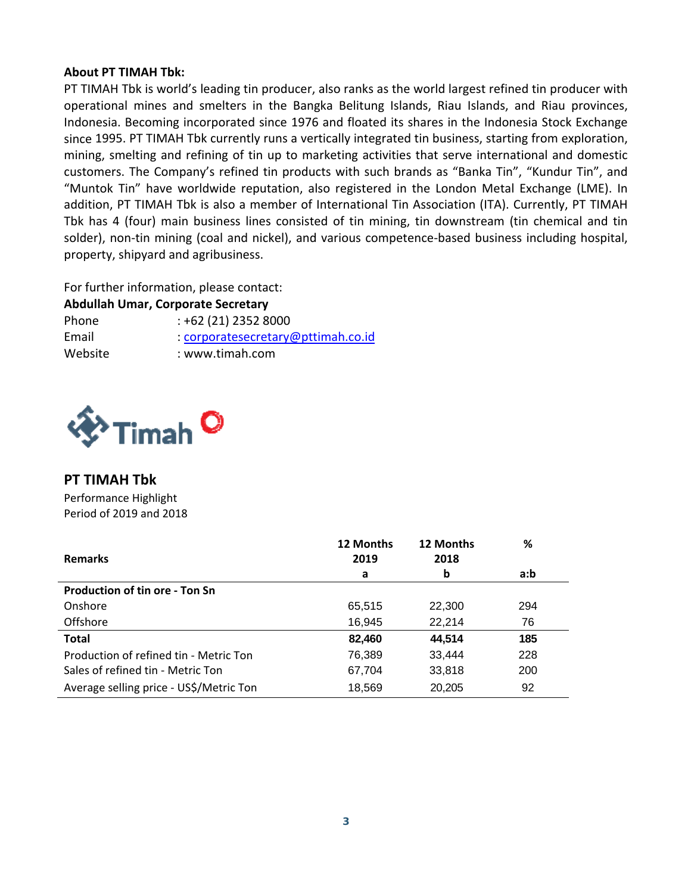**About PT TIMAH Tbk:**

PT TIMAH Tbk is world's leading tin producer, also ranks as the world largest refined tin producer with operational mines and smelters in the Bangka Belitung Islands, Riau Islands, and Riau provinces, Indonesia. Becoming incorporated since 1976 and floated its shares in the Indonesia Stock Exchange since 1995. PT TIMAH Tbk currently runs a vertically integrated tin business, starting from exploration, mining, smelting and refining of tin up to marketing activities that serve international and domestic customers. The Company's refined tin products with such brands as "Banka Tin", "Kundur Tin", and "Muntok Tin" have worldwide reputation, also registered in the London Metal Exchange (LME). In addition, PT TIMAH Tbk is also a member of International Tin Association (ITA). Currently, PT TIMAH Tbk has 4 (four) main business lines consisted of tin mining, tin downstream (tin chemical and tin solder), non-tin mining (coal and nickel), and various competence-based business including hospital, property, shipyard and agribusiness.

For further information, please contact:

**Abdullah Umar, Corporate Secretary**

| | |
|---|---|
| Phone | : +62 (21) 2352 8000 |
| Email | : corporatesecretary@pttimah.co.id |
| Website | : www.timah.com |

## PT TIMAH Tbk

Performance Highlight
Period of 2019 and 2018

| Remarks | 12 Months 2019 a | 12 Months 2018 b | % a:b |
|---|---|---|---|
| **Production of tin ore - Ton Sn** | | | |
| Onshore | 65,515 | 22,300 | 294 |
| Offshore | 16,945 | 22,214 | 76 |
| **Total** | **82,460** | **44,514** | **185** |
| Production of refined tin - Metric Ton | 76,389 | 33,444 | 228 |
| Sales of refined tin - Metric Ton | 67,704 | 33,818 | 200 |
| Average selling price - US$/Metric Ton | 18,569 | 20,205 | 92 |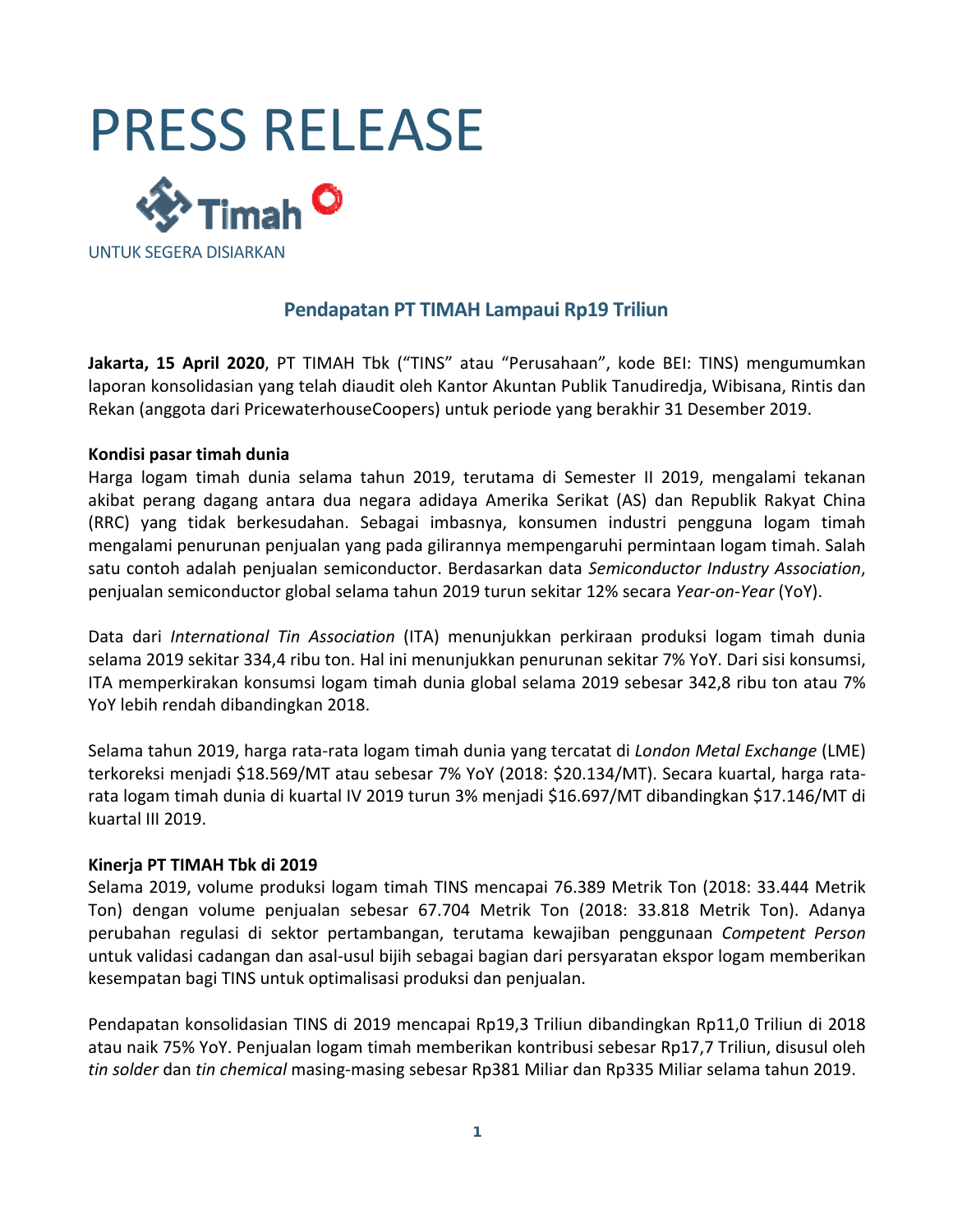# PRESS RELEASE

UNTUK SEGERA DISIARKAN

## Pendapatan PT TIMAH Lampaui Rp19 Triliun

**Jakarta, 15 April 2020**, PT TIMAH Tbk ("TINS" atau "Perusahaan", kode BEI: TINS) mengumumkan laporan konsolidasian yang telah diaudit oleh Kantor Akuntan Publik Tanudiredja, Wibisana, Rintis dan Rekan (anggota dari PricewaterhouseCoopers) untuk periode yang berakhir 31 Desember 2019.

**Kondisi pasar timah dunia**

Harga logam timah dunia selama tahun 2019, terutama di Semester II 2019, mengalami tekanan akibat perang dagang antara dua negara adidaya Amerika Serikat (AS) dan Republik Rakyat China (RRC) yang tidak berkesudahan. Sebagai imbasnya, konsumen industri pengguna logam timah mengalami penurunan penjualan yang pada gilirannya mempengaruhi permintaan logam timah. Salah satu contoh adalah penjualan semiconductor. Berdasarkan data *Semiconductor Industry Association*, penjualan semiconductor global selama tahun 2019 turun sekitar 12% secara *Year-on-Year* (YoY).

Data dari *International Tin Association* (ITA) menunjukkan perkiraan produksi logam timah dunia selama 2019 sekitar 334,4 ribu ton. Hal ini menunjukkan penurunan sekitar 7% YoY. Dari sisi konsumsi, ITA memperkirakan konsumsi logam timah dunia global selama 2019 sebesar 342,8 ribu ton atau 7% YoY lebih rendah dibandingkan 2018.

Selama tahun 2019, harga rata-rata logam timah dunia yang tercatat di *London Metal Exchange* (LME) terkoreksi menjadi $18.569/MT atau sebesar 7% YoY (2018: $20.134/MT). Secara kuartal, harga rata-rata logam timah dunia di kuartal IV 2019 turun 3% menjadi $16.697/MT dibandingkan $17.146/MT di kuartal III 2019.

**Kinerja PT TIMAH Tbk di 2019**

Selama 2019, volume produksi logam timah TINS mencapai 76.389 Metrik Ton (2018: 33.444 Metrik Ton) dengan volume penjualan sebesar 67.704 Metrik Ton (2018: 33.818 Metrik Ton). Adanya perubahan regulasi di sektor pertambangan, terutama kewajiban penggunaan *Competent Person* untuk validasi cadangan dan asal-usul bijih sebagai bagian dari persyaratan ekspor logam memberikan kesempatan bagi TINS untuk optimalisasi produksi dan penjualan.

Pendapatan konsolidasian TINS di 2019 mencapai Rp19,3 Triliun dibandingkan Rp11,0 Triliun di 2018 atau naik 75% YoY. Penjualan logam timah memberikan kontribusi sebesar Rp17,7 Triliun, disusul oleh *tin solder* dan *tin chemical* masing-masing sebesar Rp381 Miliar dan Rp335 Miliar selama tahun 2019.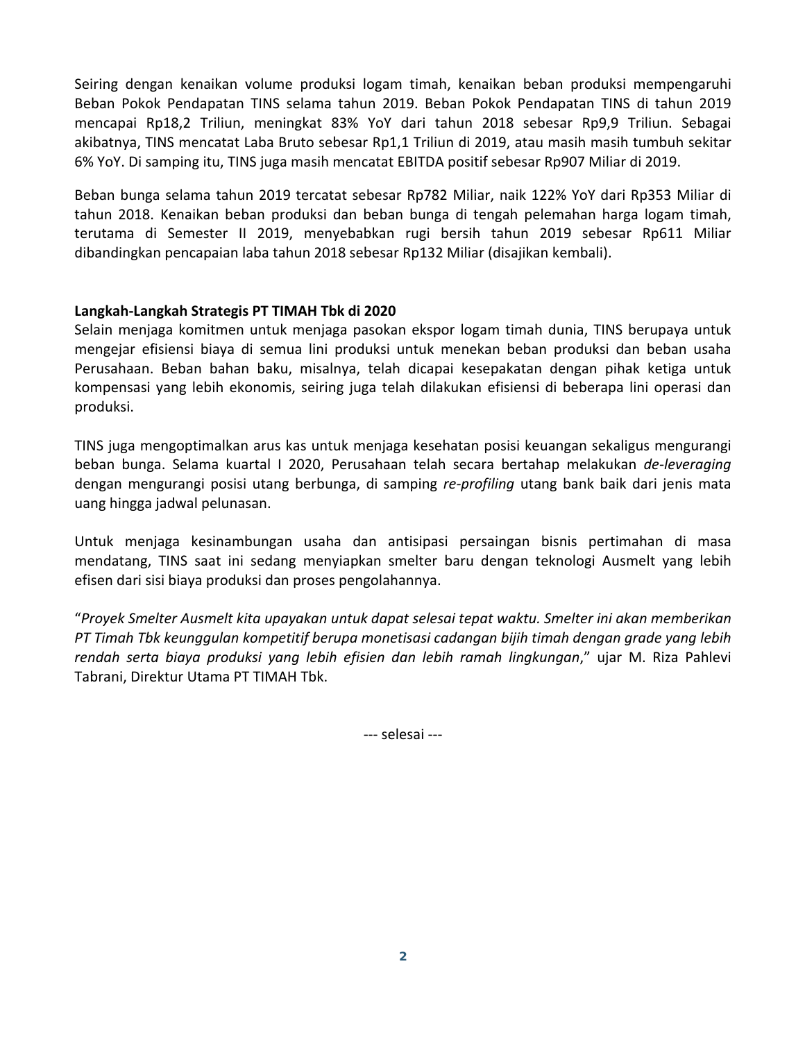Seiring dengan kenaikan volume produksi logam timah, kenaikan beban produksi mempengaruhi Beban Pokok Pendapatan TINS selama tahun 2019. Beban Pokok Pendapatan TINS di tahun 2019 mencapai Rp18,2 Triliun, meningkat 83% YoY dari tahun 2018 sebesar Rp9,9 Triliun. Sebagai akibatnya, TINS mencatat Laba Bruto sebesar Rp1,1 Triliun di 2019, atau masih masih tumbuh sekitar 6% YoY. Di samping itu, TINS juga masih mencatat EBITDA positif sebesar Rp907 Miliar di 2019.

Beban bunga selama tahun 2019 tercatat sebesar Rp782 Miliar, naik 122% YoY dari Rp353 Miliar di tahun 2018. Kenaikan beban produksi dan beban bunga di tengah pelemahan harga logam timah, terutama di Semester II 2019, menyebabkan rugi bersih tahun 2019 sebesar Rp611 Miliar dibandingkan pencapaian laba tahun 2018 sebesar Rp132 Miliar (disajikan kembali).

**Langkah-Langkah Strategis PT TIMAH Tbk di 2020**

Selain menjaga komitmen untuk menjaga pasokan ekspor logam timah dunia, TINS berupaya untuk mengejar efisiensi biaya di semua lini produksi untuk menekan beban produksi dan beban usaha Perusahaan. Beban bahan baku, misalnya, telah dicapai kesepakatan dengan pihak ketiga untuk kompensasi yang lebih ekonomis, seiring juga telah dilakukan efisiensi di beberapa lini operasi dan produksi.

TINS juga mengoptimalkan arus kas untuk menjaga kesehatan posisi keuangan sekaligus mengurangi beban bunga. Selama kuartal I 2020, Perusahaan telah secara bertahap melakukan *de-leveraging* dengan mengurangi posisi utang berbunga, di samping *re-profiling* utang bank baik dari jenis mata uang hingga jadwal pelunasan.

Untuk menjaga kesinambungan usaha dan antisipasi persaingan bisnis pertimahan di masa mendatang, TINS saat ini sedang menyiapkan smelter baru dengan teknologi Ausmelt yang lebih efisen dari sisi biaya produksi dan proses pengolahannya.

"*Proyek Smelter Ausmelt kita upayakan untuk dapat selesai tepat waktu. Smelter ini akan memberikan PT Timah Tbk keunggulan kompetitif berupa monetisasi cadangan bijih timah dengan grade yang lebih rendah serta biaya produksi yang lebih efisien dan lebih ramah lingkungan*," ujar M. Riza Pahlevi Tabrani, Direktur Utama PT TIMAH Tbk.

--- selesai ---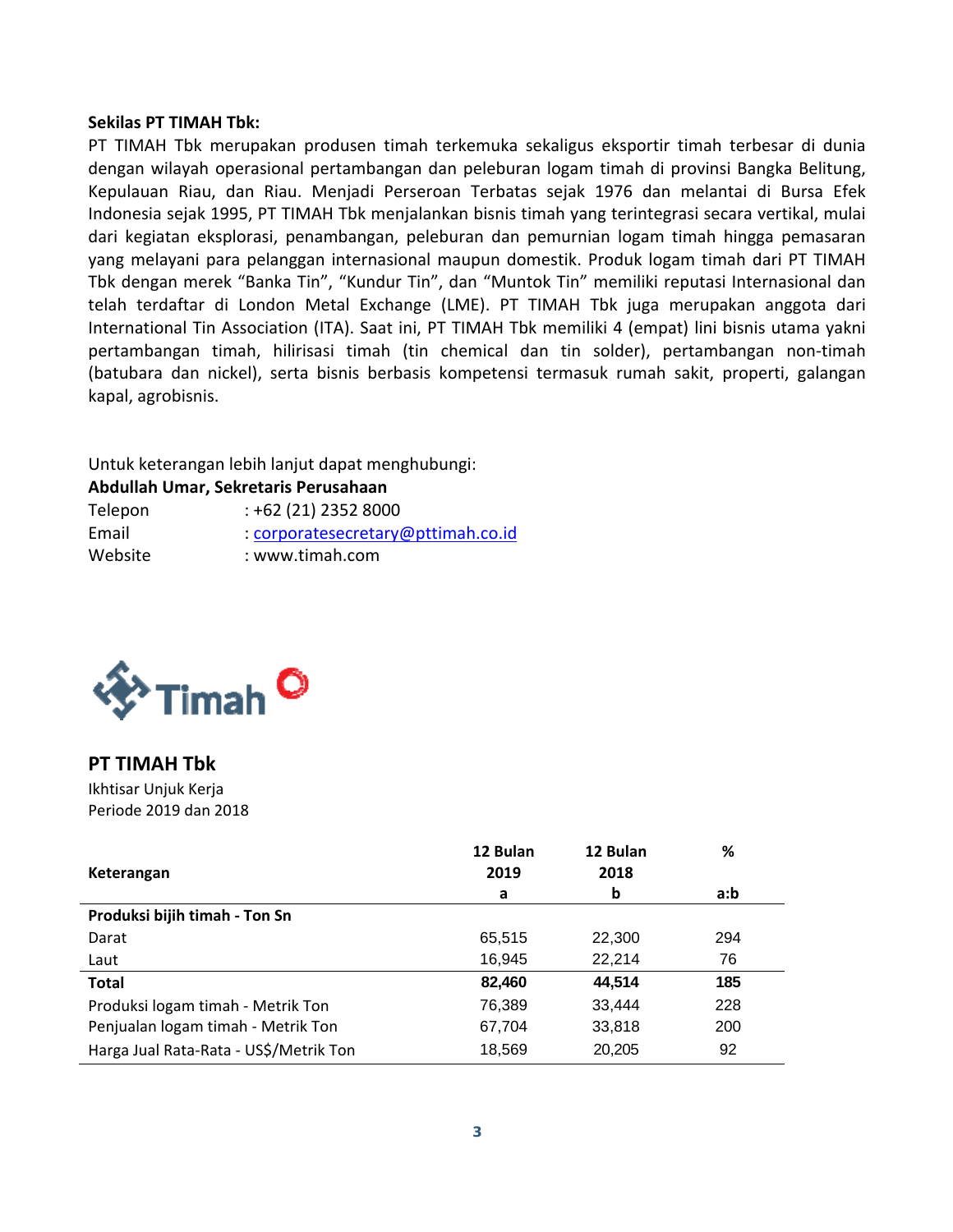**Sekilas PT TIMAH Tbk:**

PT TIMAH Tbk merupakan produsen timah terkemuka sekaligus eksportir timah terbesar di dunia dengan wilayah operasional pertambangan dan peleburan logam timah di provinsi Bangka Belitung, Kepulauan Riau, dan Riau. Menjadi Perseroan Terbatas sejak 1976 dan melantai di Bursa Efek Indonesia sejak 1995, PT TIMAH Tbk menjalankan bisnis timah yang terintegrasi secara vertikal, mulai dari kegiatan eksplorasi, penambangan, peleburan dan pemurnian logam timah hingga pemasaran yang melayani para pelanggan internasional maupun domestik. Produk logam timah dari PT TIMAH Tbk dengan merek "Banka Tin", "Kundur Tin", dan "Muntok Tin" memiliki reputasi Internasional dan telah terdaftar di London Metal Exchange (LME). PT TIMAH Tbk juga merupakan anggota dari International Tin Association (ITA). Saat ini, PT TIMAH Tbk memiliki 4 (empat) lini bisnis utama yakni pertambangan timah, hilirisasi timah (tin chemical dan tin solder), pertambangan non-timah (batubara dan nickel), serta bisnis berbasis kompetensi termasuk rumah sakit, properti, galangan kapal, agrobisnis.

Untuk keterangan lebih lanjut dapat menghubungi:

**Abdullah Umar, Sekretaris Perusahaan**

Telepon : +62 (21) 2352 8000
Email : corporatesecretary@pttimah.co.id
Website : www.timah.com

Timah

## PT TIMAH Tbk

Ikhtisar Unjuk Kerja
Periode 2019 dan 2018

| Keterangan | 12 Bulan 2019 a | 12 Bulan 2018 b | % a:b |
|---|---|---|---|
| **Produksi bijih timah - Ton Sn** | | | |
| Darat | 65,515 | 22,300 | 294 |
| Laut | 16,945 | 22,214 | 76 |
| **Total** | **82,460** | **44,514** | **185** |
| Produksi logam timah - Metrik Ton | 76,389 | 33,444 | 228 |
| Penjualan logam timah - Metrik Ton | 67,704 | 33,818 | 200 |
| Harga Jual Rata-Rata - US$/Metrik Ton | 18,569 | 20,205 | 92 |